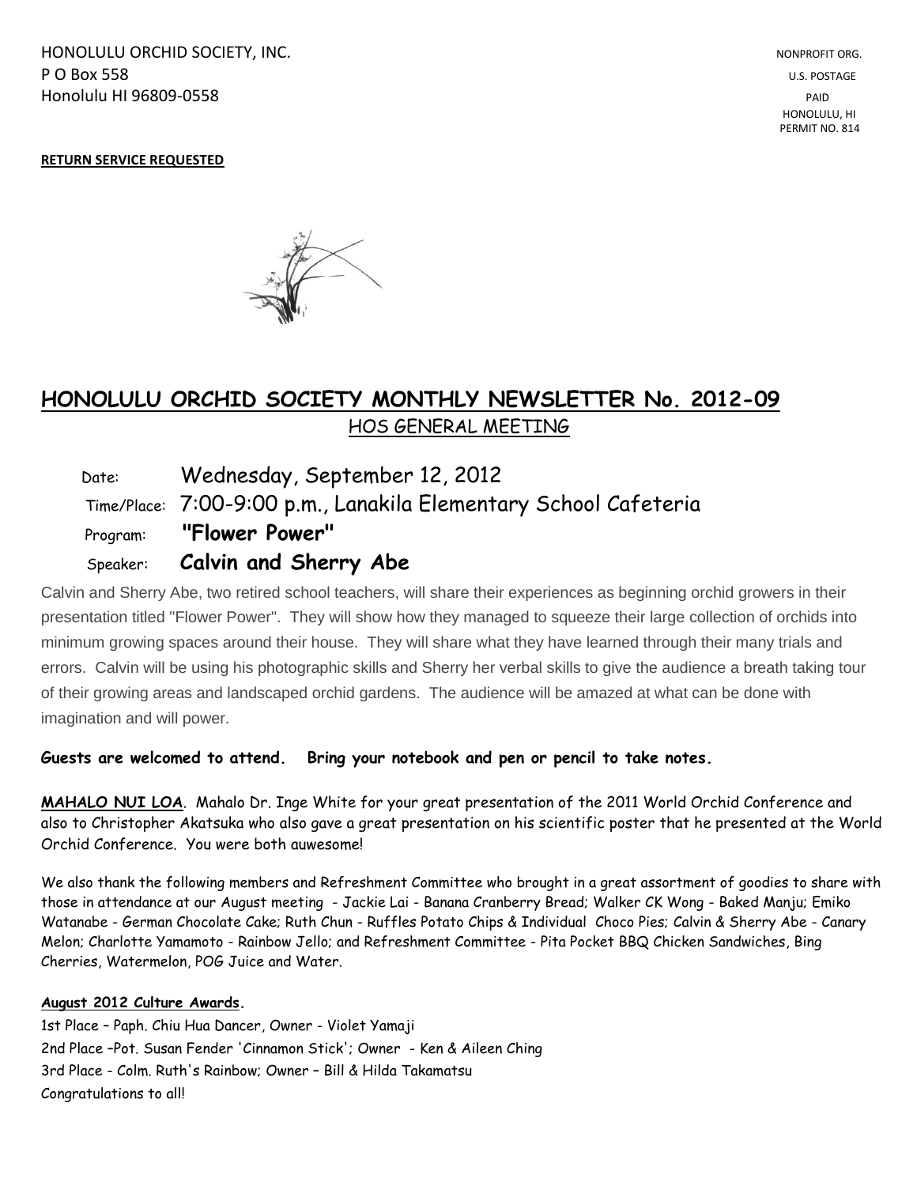HONOLULU ORCHID SOCIETY, INC.
P O Box 558
Honolulu HI 96809-0558

NONPROFIT ORG.
U.S. POSTAGE
PAID
HONOLULU, HI
PERMIT NO. 814

**RETURN SERVICE REQUESTED**

# HONOLULU ORCHID SOCIETY MONTHLY NEWSLETTER No. 2012-09

## HOS GENERAL MEETING

Date: Wednesday, September 12, 2012

Time/Place: 7:00-9:00 p.m., Lanakila Elementary School Cafeteria

Program: **"Flower Power"**

Speaker: **Calvin and Sherry Abe**

Calvin and Sherry Abe, two retired school teachers, will share their experiences as beginning orchid growers in their presentation titled "Flower Power". They will show how they managed to squeeze their large collection of orchids into minimum growing spaces around their house. They will share what they have learned through their many trials and errors. Calvin will be using his photographic skills and Sherry her verbal skills to give the audience a breath taking tour of their growing areas and landscaped orchid gardens. The audience will be amazed at what can be done with imagination and will power.

**Guests are welcomed to attend. Bring your notebook and pen or pencil to take notes.**

**MAHALO NUI LOA**. Mahalo Dr. Inge White for your great presentation of the 2011 World Orchid Conference and also to Christopher Akatsuka who also gave a great presentation on his scientific poster that he presented at the World Orchid Conference. You were both auwesome!

We also thank the following members and Refreshment Committee who brought in a great assortment of goodies to share with those in attendance at our August meeting - Jackie Lai - Banana Cranberry Bread; Walker CK Wong - Baked Manju; Emiko Watanabe - German Chocolate Cake; Ruth Chun - Ruffles Potato Chips & Individual Choco Pies; Calvin & Sherry Abe - Canary Melon; Charlotte Yamamoto - Rainbow Jello; and Refreshment Committee - Pita Pocket BBQ Chicken Sandwiches, Bing Cherries, Watermelon, POG Juice and Water.

**August 2012 Culture Awards.**

1st Place – Paph. Chiu Hua Dancer, Owner - Violet Yamaji
2nd Place –Pot. Susan Fender 'Cinnamon Stick'; Owner - Ken & Aileen Ching
3rd Place - Colm. Ruth's Rainbow; Owner – Bill & Hilda Takamatsu
Congratulations to all!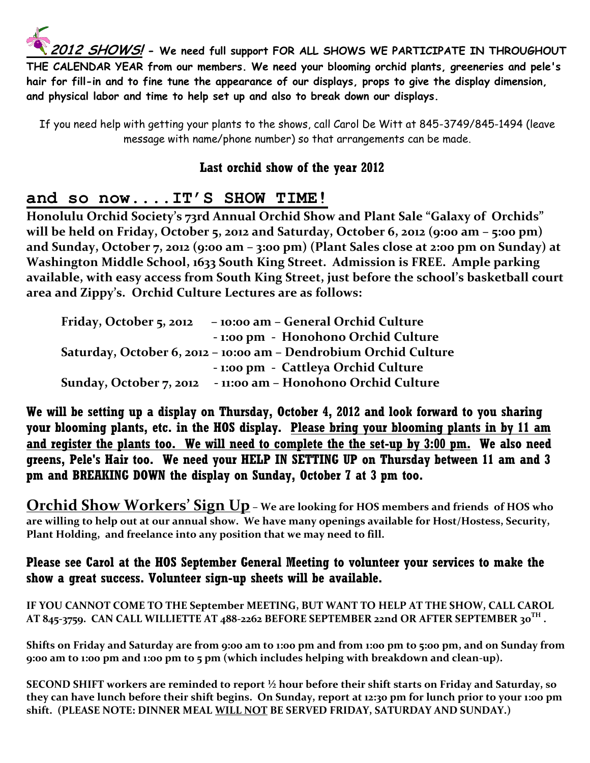**2012 SHOWS! - We need full support FOR ALL SHOWS WE PARTICIPATE IN THROUGHOUT THE CALENDAR YEAR from our members. We need your blooming orchid plants, greeneries and pele's hair for fill-in and to fine tune the appearance of our displays, props to give the display dimension, and physical labor and time to help set up and also to break down our displays.**

If you need help with getting your plants to the shows, call Carol De Witt at 845-3749/845-1494 (leave message with name/phone number) so that arrangements can be made.

### Last orchid show of the year 2012

## and so now....IT'S SHOW TIME!

**Honolulu Orchid Society's 73rd Annual Orchid Show and Plant Sale "Galaxy of Orchids" will be held on Friday, October 5, 2012 and Saturday, October 6, 2012 (9:00 am – 5:00 pm) and Sunday, October 7, 2012 (9:00 am – 3:00 pm) (Plant Sales close at 2:00 pm on Sunday) at Washington Middle School, 1633 South King Street. Admission is FREE. Ample parking available, with easy access from South King Street, just before the school's basketball court area and Zippy's. Orchid Culture Lectures are as follows:**

**Friday, October 5, 2012 – 10:00 am – General Orchid Culture**
**- 1:00 pm - Honohono Orchid Culture**
**Saturday, October 6, 2012 – 10:00 am – Dendrobium Orchid Culture**
**- 1:00 pm - Cattleya Orchid Culture**
**Sunday, October 7, 2012 - 11:00 am – Honohono Orchid Culture**

**We will be setting up a display on Thursday, October 4, 2012 and look forward to you sharing your blooming plants, etc. in the HOS display. <u>Please bring your blooming plants in by 11 am and register the plants too. We will need to complete the the set-up by 3:00 pm.</u> We also need greens, Pele's Hair too. We need your HELP IN SETTING UP on Thursday between 11 am and 3 pm and BREAKING DOWN the display on Sunday, October 7 at 3 pm too.**

**<u>Orchid Show Workers' Sign Up</u> – We are looking for HOS members and friends of HOS who are willing to help out at our annual show. We have many openings available for Host/Hostess, Security, Plant Holding, and freelance into any position that we may need to fill.**

**Please see Carol at the HOS September General Meeting to volunteer your services to make the show a great success. Volunteer sign-up sheets will be available.**

**IF YOU CANNOT COME TO THE September MEETING, BUT WANT TO HELP AT THE SHOW, CALL CAROL AT 845-3759. CAN CALL WILLIETTE AT 488-2262 BEFORE SEPTEMBER 22nd OR AFTER SEPTEMBER 30TH .**

**Shifts on Friday and Saturday are from 9:00 am to 1:00 pm and from 1:00 pm to 5:00 pm, and on Sunday from 9:00 am to 1:00 pm and 1:00 pm to 5 pm (which includes helping with breakdown and clean-up).**

**SECOND SHIFT workers are reminded to report ½ hour before their shift starts on Friday and Saturday, so they can have lunch before their shift begins. On Sunday, report at 12:30 pm for lunch prior to your 1:00 pm shift. (PLEASE NOTE: DINNER MEAL <u>WILL NOT</u> BE SERVED FRIDAY, SATURDAY AND SUNDAY.)**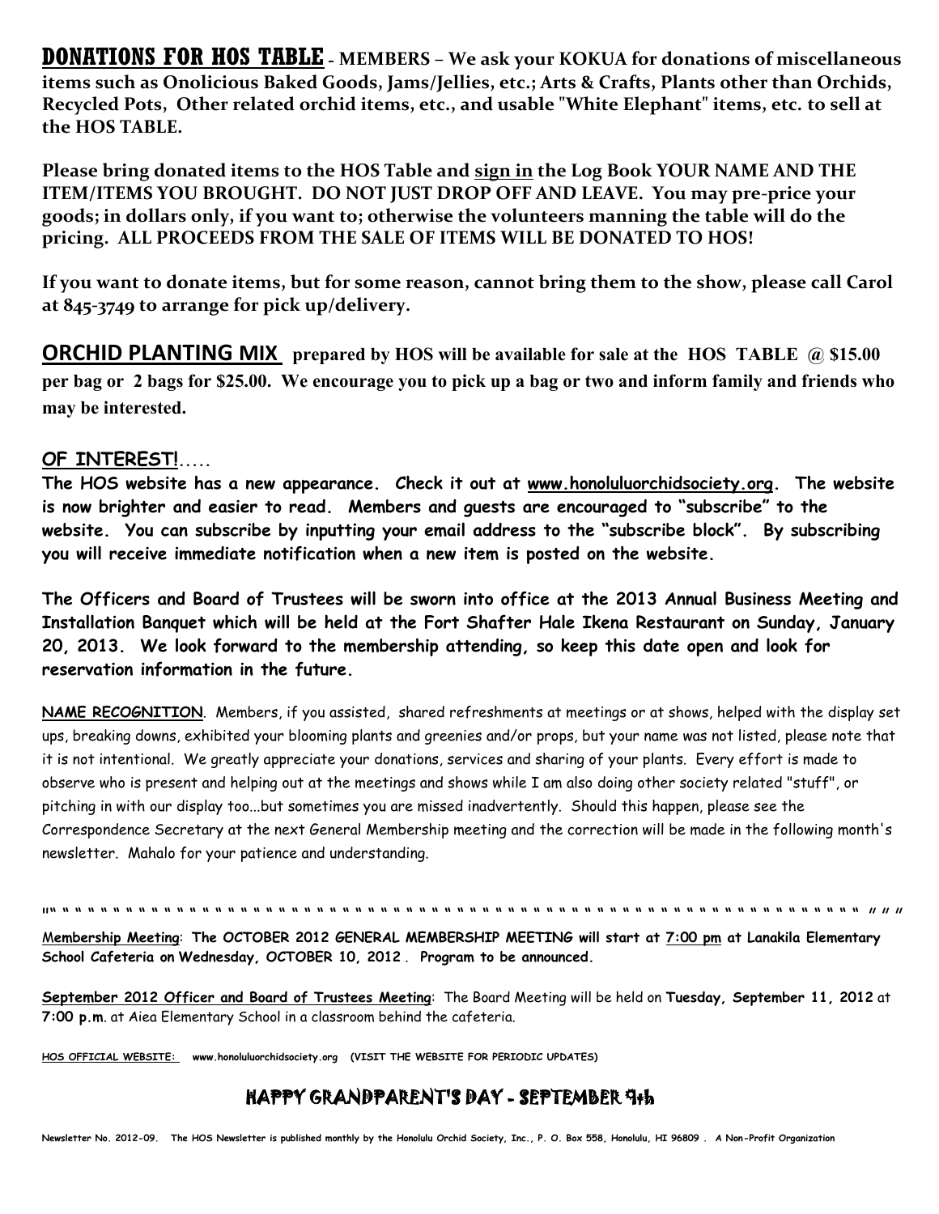**DONATIONS FOR HOS TABLE** - **MEMBERS – We ask your KOKUA for donations of miscellaneous items such as Onolicious Baked Goods, Jams/Jellies, etc.; Arts & Crafts, Plants other than Orchids, Recycled Pots, Other related orchid items, etc., and usable "White Elephant" items, etc. to sell at the HOS TABLE.**

**Please bring donated items to the HOS Table and sign in the Log Book YOUR NAME AND THE ITEM/ITEMS YOU BROUGHT. DO NOT JUST DROP OFF AND LEAVE. You may pre-price your goods; in dollars only, if you want to; otherwise the volunteers manning the table will do the pricing. ALL PROCEEDS FROM THE SALE OF ITEMS WILL BE DONATED TO HOS!**

**If you want to donate items, but for some reason, cannot bring them to the show, please call Carol at 845-3749 to arrange for pick up/delivery.**

**ORCHID PLANTING MIX** **prepared by HOS will be available for sale at the HOS TABLE @ $15.00 per bag or 2 bags for $25.00. We encourage you to pick up a bag or two and inform family and friends who may be interested.**

**OF INTEREST!**.....

**The HOS website has a new appearance. Check it out at www.honoluluorchidsociety.org. The website is now brighter and easier to read. Members and guests are encouraged to "subscribe" to the website. You can subscribe by inputting your email address to the "subscribe block". By subscribing you will receive immediate notification when a new item is posted on the website.**

**The Officers and Board of Trustees will be sworn into office at the 2013 Annual Business Meeting and Installation Banquet which will be held at the Fort Shafter Hale Ikena Restaurant on Sunday, January 20, 2013. We look forward to the membership attending, so keep this date open and look for reservation information in the future.**

**NAME RECOGNITION**. Members, if you assisted, shared refreshments at meetings or at shows, helped with the display set ups, breaking downs, exhibited your blooming plants and greenies and/or props, but your name was not listed, please note that it is not intentional. We greatly appreciate your donations, services and sharing of your plants. Every effort is made to observe who is present and helping out at the meetings and shows while I am also doing other society related "stuff", or pitching in with our display too...but sometimes you are missed inadvertently. Should this happen, please see the Correspondence Secretary at the next General Membership meeting and the correction will be made in the following month's newsletter. Mahalo for your patience and understanding.

---

Membership Meeting: **The OCTOBER 2012 GENERAL MEMBERSHIP MEETING will start at 7:00 pm at Lanakila Elementary School Cafeteria on Wednesday, OCTOBER 10, 2012 . Program to be announced.**

**September 2012 Officer and Board of Trustees Meeting**: The Board Meeting will be held on **Tuesday, September 11, 2012** at **7:00 p.m**. at Aiea Elementary School in a classroom behind the cafeteria.

**HOS OFFICIAL WEBSITE: www.honoluluorchidsociety.org (VISIT THE WEBSITE FOR PERIODIC UPDATES)**

## HAPPY GRANDPARENT'S DAY - SEPTEMBER 9th

Newsletter No. 2012-09. The HOS Newsletter is published monthly by the Honolulu Orchid Society, Inc., P. O. Box 558, Honolulu, HI 96809 . A Non-Profit Organization